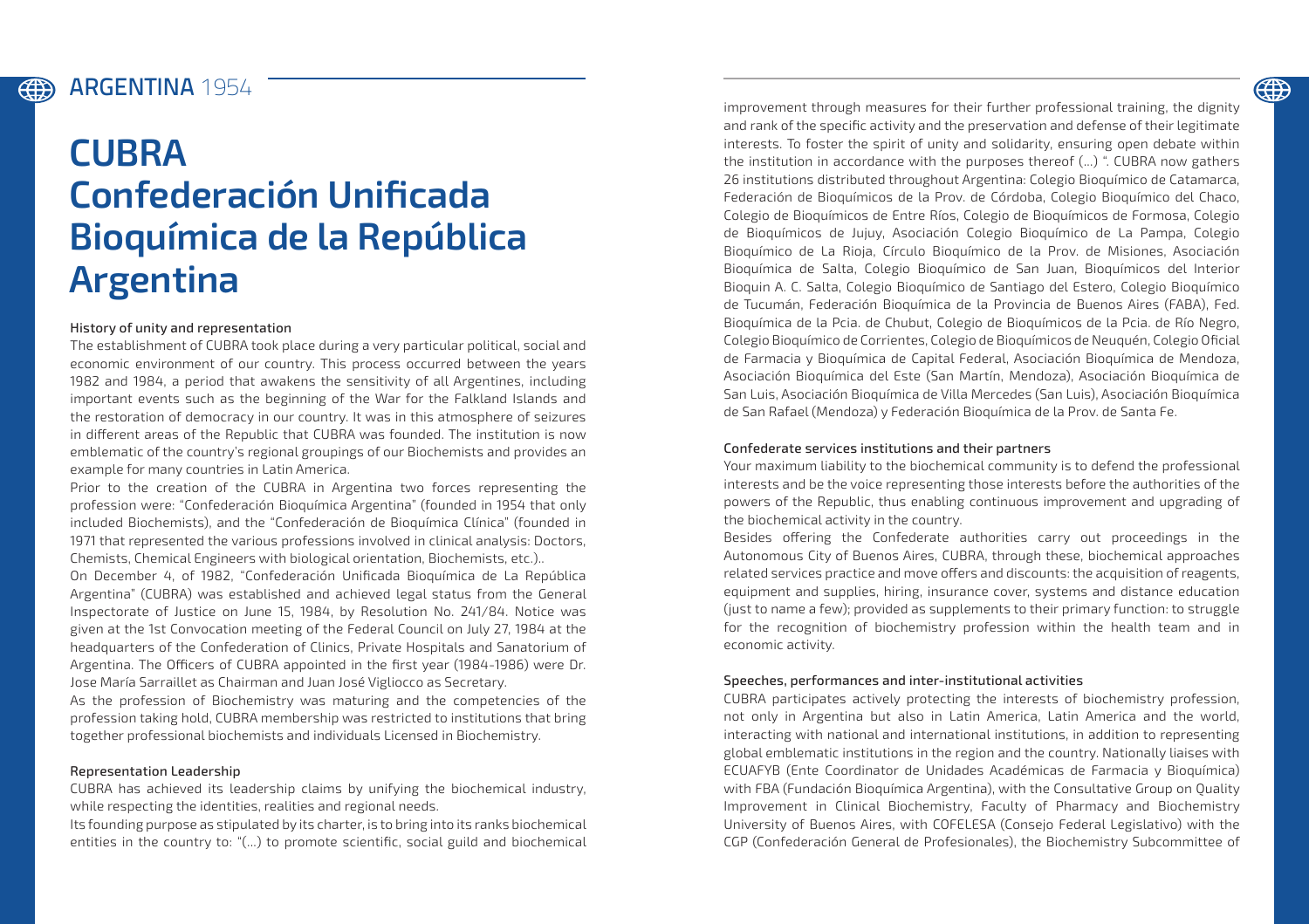# ARGENTINA 1954

# CUBRA
# Confederación Unificada Bioquímica de la República Argentina

### History of unity and representation

The establishment of CUBRA took place during a very particular political, social and economic environment of our country. This process occurred between the years 1982 and 1984, a period that awakens the sensitivity of all Argentines, including important events such as the beginning of the War for the Falkland Islands and the restoration of democracy in our country. It was in this atmosphere of seizures in different areas of the Republic that CUBRA was founded. The institution is now emblematic of the country's regional groupings of our Biochemists and provides an example for many countries in Latin America.

Prior to the creation of the CUBRA in Argentina two forces representing the profession were: "Confederación Bioquímica Argentina" (founded in 1954 that only included Biochemists), and the "Confederación de Bioquímica Clínica" (founded in 1971 that represented the various professions involved in clinical analysis: Doctors, Chemists, Chemical Engineers with biological orientation, Biochemists, etc.)..

On December 4, of 1982, "Confederación Unificada Bioquímica de La República Argentina" (CUBRA) was established and achieved legal status from the General Inspectorate of Justice on June 15, 1984, by Resolution No. 241/84. Notice was given at the 1st Convocation meeting of the Federal Council on July 27, 1984 at the headquarters of the Confederation of Clinics, Private Hospitals and Sanatorium of Argentina. The Officers of CUBRA appointed in the first year (1984-1986) were Dr. Jose María Sarraillet as Chairman and Juan José Vigliocco as Secretary.

As the profession of Biochemistry was maturing and the competencies of the profession taking hold, CUBRA membership was restricted to institutions that bring together professional biochemists and individuals Licensed in Biochemistry.

### Representation Leadership

CUBRA has achieved its leadership claims by unifying the biochemical industry, while respecting the identities, realities and regional needs.

Its founding purpose as stipulated by its charter, is to bring into its ranks biochemical entities in the country to: "(...) to promote scientific, social guild and biochemical improvement through measures for their further professional training, the dignity and rank of the specific activity and the preservation and defense of their legitimate interests. To foster the spirit of unity and solidarity, ensuring open debate within the institution in accordance with the purposes thereof (...) ". CUBRA now gathers 26 institutions distributed throughout Argentina: Colegio Bioquímico de Catamarca, Federación de Bioquímicos de la Prov. de Córdoba, Colegio Bioquímico del Chaco, Colegio de Bioquímicos de Entre Ríos, Colegio de Bioquímicos de Formosa, Colegio de Bioquímicos de Jujuy, Asociación Colegio Bioquímico de La Pampa, Colegio Bioquímico de La Rioja, Círculo Bioquímico de la Prov. de Misiones, Asociación Bioquímica de Salta, Colegio Bioquímico de San Juan, Bioquímicos del Interior Bioquin A. C. Salta, Colegio Bioquímico de Santiago del Estero, Colegio Bioquímico de Tucumán, Federación Bioquímica de la Provincia de Buenos Aires (FABA), Fed. Bioquímica de la Pcia. de Chubut, Colegio de Bioquímicos de la Pcia. de Río Negro, Colegio Bioquímico de Corrientes, Colegio de Bioquímicos de Neuquén, Colegio Oficial de Farmacia y Bioquímica de Capital Federal, Asociación Bioquímica de Mendoza, Asociación Bioquímica del Este (San Martín, Mendoza), Asociación Bioquímica de San Luis, Asociación Bioquímica de Villa Mercedes (San Luis), Asociación Bioquímica de San Rafael (Mendoza) y Federación Bioquímica de la Prov. de Santa Fe.

### Confederate services institutions and their partners

Your maximum liability to the biochemical community is to defend the professional interests and be the voice representing those interests before the authorities of the powers of the Republic, thus enabling continuous improvement and upgrading of the biochemical activity in the country.

Besides offering the Confederate authorities carry out proceedings in the Autonomous City of Buenos Aires, CUBRA, through these, biochemical approaches related services practice and move offers and discounts: the acquisition of reagents, equipment and supplies, hiring, insurance cover, systems and distance education (just to name a few); provided as supplements to their primary function: to struggle for the recognition of biochemistry profession within the health team and in economic activity.

### Speeches, performances and inter-institutional activities

CUBRA participates actively protecting the interests of biochemistry profession, not only in Argentina but also in Latin America, Latin America and the world, interacting with national and international institutions, in addition to representing global emblematic institutions in the region and the country. Nationally liaises with ECUAFYB (Ente Coordinator de Unidades Académicas de Farmacia y Bioquímica) with FBA (Fundación Bioquímica Argentina), with the Consultative Group on Quality Improvement in Clinical Biochemistry, Faculty of Pharmacy and Biochemistry University of Buenos Aires, with COFELESA (Consejo Federal Legislativo) with the CGP (Confederación General de Profesionales), the Biochemistry Subcommittee of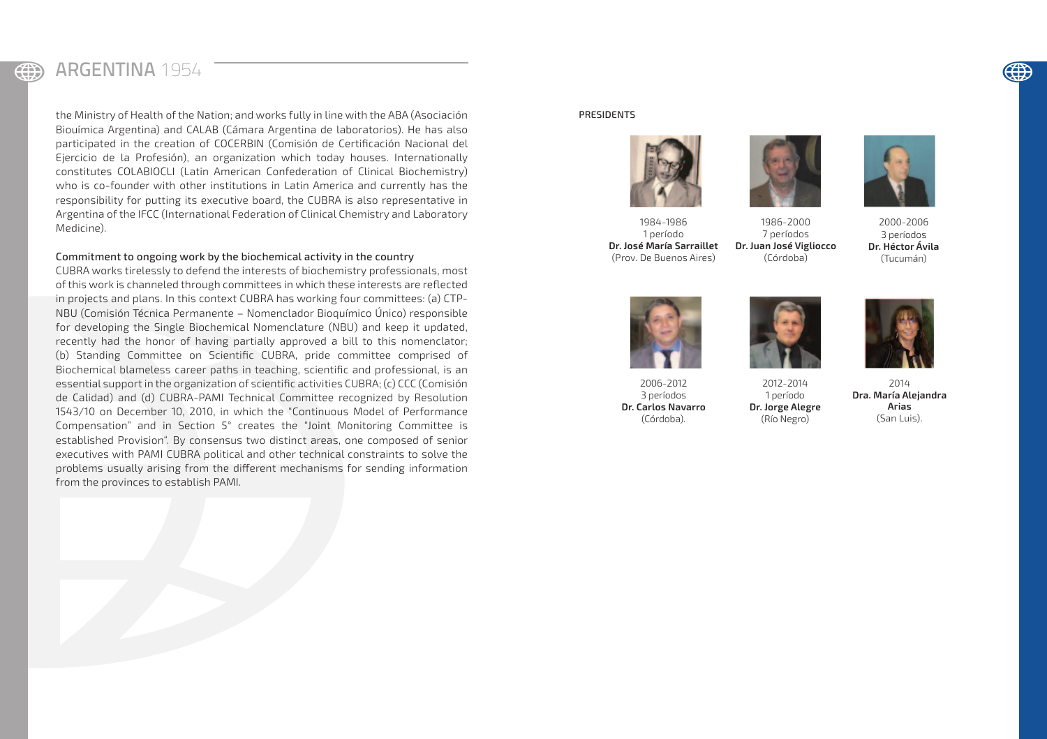the Ministry of Health of the Nation; and works fully in line with the ABA (Asociación Bioquímica Argentina) and CALAB (Cámara Argentina de laboratorios). He has also participated in the creation of COCERBIN (Comisión de Certificación Nacional del Ejercicio de la Profesión), an organization which today houses. Internationally constitutes COLABIOCLI (Latin American Confederation of Clinical Biochemistry) who is co-founder with other institutions in Latin America and currently has the responsibility for putting its executive board, the CUBRA is also representative in Argentina of the IFCC (International Federation of Clinical Chemistry and Laboratory Medicine).

### Commitment to ongoing work by the biochemical activity in the country

CUBRA works tirelessly to defend the interests of biochemistry professionals, most of this work is channeled through committees in which these interests are reflected in projects and plans. In this context CUBRA has working four committees: (a) CTP-NBU (Comisión Técnica Permanente – Nomenclador Bioquímico Único) responsible for developing the Single Biochemical Nomenclature (NBU) and keep it updated, recently had the honor of having partially approved a bill to this nomenclator; (b) Standing Committee on Scientific CUBRA, pride committee comprised of Biochemical blameless career paths in teaching, scientific and professional, is an essential support in the organization of scientific activities CUBRA; (c) CCC (Comisión de Calidad) and (d) CUBRA-PAMI Technical Committee recognized by Resolution 1543/10 on December 10, 2010, in which the "Continuous Model of Performance Compensation" and in Section 5° creates the "Joint Monitoring Committee is established Provision". By consensus two distinct areas, one composed of senior executives with PAMI CUBRA political and other technical constraints to solve the problems usually arising from the different mechanisms for sending information from the provinces to establish PAMI.

### PRESIDENTS

1984-1986
1 período
**Dr. José María Sarraillet**
(Prov. De Buenos Aires)

1986-2000
7 períodos
**Dr. Juan José Vigliocco**
(Córdoba)

2000-2006
3 períodos
**Dr. Héctor Ávila**
(Tucumán)

2006-2012
3 períodos
**Dr. Carlos Navarro**
(Córdoba).

2012-2014
1 período
**Dr. Jorge Alegre**
(Río Negro)

2014
**Dra. María Alejandra Arias**
(San Luis).